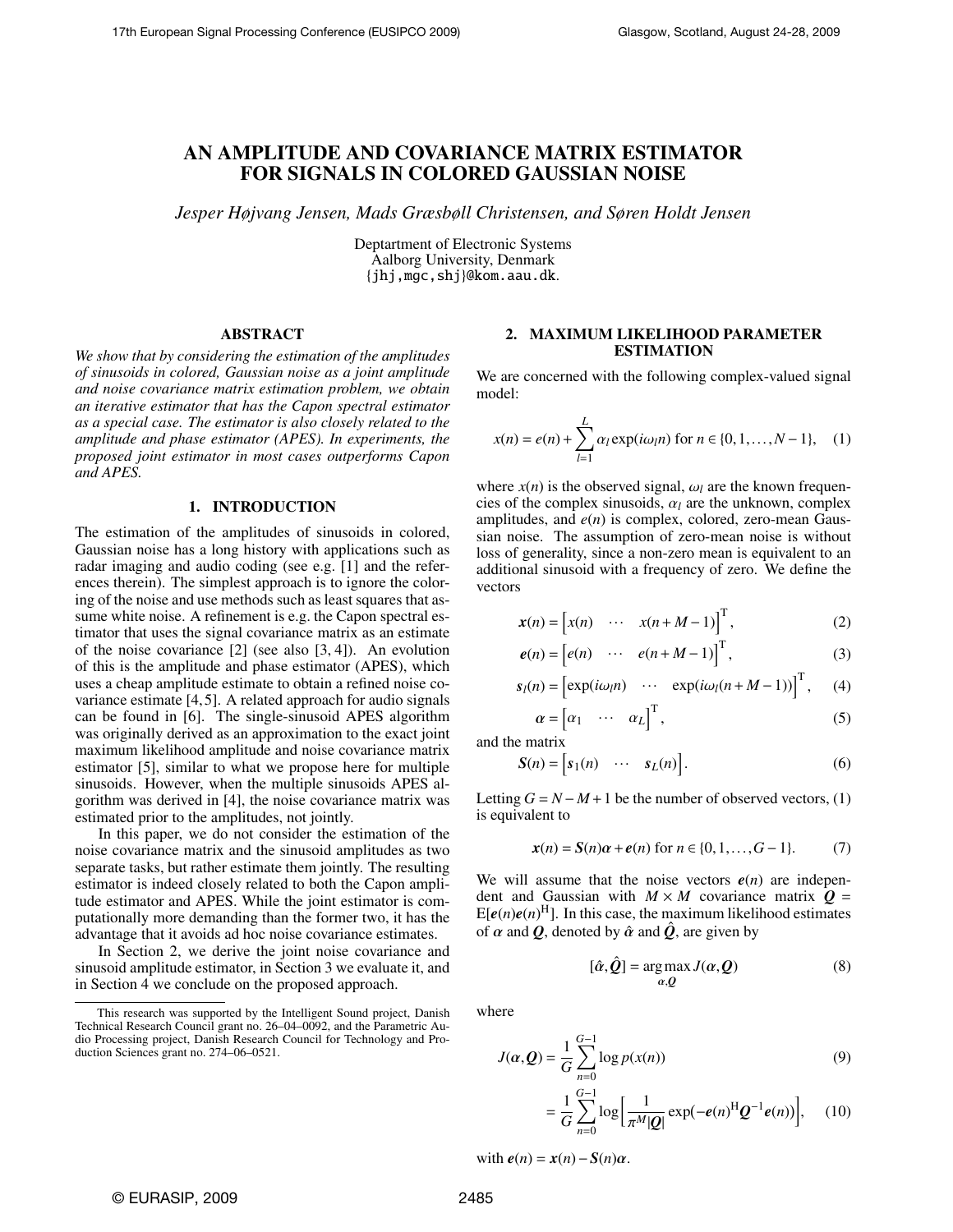# AN AMPLITUDE AND COVARIANCE MATRIX ESTIMATOR FOR SIGNALS IN COLORED GAUSSIAN NOISE

*Jesper Højvang Jensen, Mads Græsbøll Christensen, and Søren Holdt Jensen*

Deptartment of Electronic Systems
Aalborg University, Denmark
{jhj,mgc,shj}@kom.aau.dk.

## ABSTRACT

*We show that by considering the estimation of the amplitudes of sinusoids in colored, Gaussian noise as a joint amplitude and noise covariance matrix estimation problem, we obtain an iterative estimator that has the Capon spectral estimator as a special case. The estimator is also closely related to the amplitude and phase estimator (APES). In experiments, the proposed joint estimator in most cases outperforms Capon and APES.*

## 1. INTRODUCTION

The estimation of the amplitudes of sinusoids in colored, Gaussian noise has a long history with applications such as radar imaging and audio coding (see e.g. [1] and the references therein). The simplest approach is to ignore the coloring of the noise and use methods such as least squares that assume white noise. A refinement is e.g. the Capon spectral estimator that uses the signal covariance matrix as an estimate of the noise covariance [2] (see also [3, 4]). An evolution of this is the amplitude and phase estimator (APES), which uses a cheap amplitude estimate to obtain a refined noise covariance estimate [4, 5]. A related approach for audio signals can be found in [6]. The single-sinusoid APES algorithm was originally derived as an approximation to the exact joint maximum likelihood amplitude and noise covariance matrix estimator [5], similar to what we propose here for multiple sinusoids. However, when the multiple sinusoids APES algorithm was derived in [4], the noise covariance matrix was estimated prior to the amplitudes, not jointly.

In this paper, we do not consider the estimation of the noise covariance matrix and the sinusoid amplitudes as two separate tasks, but rather estimate them jointly. The resulting estimator is indeed closely related to both the Capon amplitude estimator and APES. While the joint estimator is computationally more demanding than the former two, it has the advantage that it avoids ad hoc noise covariance estimates.

In Section 2, we derive the joint noise covariance and sinusoid amplitude estimator, in Section 3 we evaluate it, and in Section 4 we conclude on the proposed approach.

This research was supported by the Intelligent Sound project, Danish Technical Research Council grant no. 26–04–0092, and the Parametric Audio Processing project, Danish Research Council for Technology and Production Sciences grant no. 274–06–0521.

## 2. MAXIMUM LIKELIHOOD PARAMETER ESTIMATION

We are concerned with the following complex-valued signal model:

$$x(n) = e(n) + \sum_{l=1}^{L} \alpha_l \exp(i\omega_l n) \text{ for } n \in \{0, 1, \ldots, N-1\}, \quad (1)$$

where $x(n)$ is the observed signal, $\omega_l$ are the known frequencies of the complex sinusoids, $\alpha_l$ are the unknown, complex amplitudes, and $e(n)$ is complex, colored, zero-mean Gaussian noise. The assumption of zero-mean noise is without loss of generality, since a non-zero mean is equivalent to an additional sinusoid with a frequency of zero. We define the vectors

$$\boldsymbol{x}(n) = \begin{bmatrix} x(n) & \cdots & x(n+M-1) \end{bmatrix}^{\mathrm{T}}, \quad (2)$$

$$\boldsymbol{e}(n) = \begin{bmatrix} e(n) & \cdots & e(n+M-1) \end{bmatrix}^{\mathrm{T}}, \quad (3)$$

$$\boldsymbol{s}_l(n) = \begin{bmatrix} \exp(i\omega_l n) & \cdots & \exp(i\omega_l (n+M-1)) \end{bmatrix}^{\mathrm{T}}, \quad (4)$$

$$\boldsymbol{\alpha} = \begin{bmatrix} \alpha_1 & \cdots & \alpha_L \end{bmatrix}^{\mathrm{T}}, \quad (5)$$

and the matrix

$$\boldsymbol{S}(n) = \begin{bmatrix} \boldsymbol{s}_1(n) & \cdots & \boldsymbol{s}_L(n) \end{bmatrix}. \quad (6)$$

Letting $G = N - M + 1$ be the number of observed vectors, (1) is equivalent to

$$\boldsymbol{x}(n) = \boldsymbol{S}(n)\boldsymbol{\alpha} + \boldsymbol{e}(n) \text{ for } n \in \{0, 1, \ldots, G-1\}. \quad (7)$$

We will assume that the noise vectors $\boldsymbol{e}(n)$ are independent and Gaussian with $M \times M$ covariance matrix $\boldsymbol{Q} = \mathrm{E}[\boldsymbol{e}(n)\boldsymbol{e}(n)^{\mathrm{H}}]$. In this case, the maximum likelihood estimates of $\boldsymbol{\alpha}$ and $\boldsymbol{Q}$, denoted by $\hat{\boldsymbol{\alpha}}$ and $\hat{\boldsymbol{Q}}$, are given by

$$[\hat{\boldsymbol{\alpha}}, \hat{\boldsymbol{Q}}] = \arg\max_{\boldsymbol{\alpha}, \boldsymbol{Q}} J(\boldsymbol{\alpha}, \boldsymbol{Q}) \quad (8)$$

where

$$J(\boldsymbol{\alpha}, \boldsymbol{Q}) = \frac{1}{G} \sum_{n=0}^{G-1} \log p(x(n)) \quad (9)$$

$$= \frac{1}{G} \sum_{n=0}^{G-1} \log \left[ \frac{1}{\pi^M |\boldsymbol{Q}|} \exp(-\boldsymbol{e}(n)^{\mathrm{H}} \boldsymbol{Q}^{-1} \boldsymbol{e}(n)) \right], \quad (10)$$

with $\boldsymbol{e}(n) = \boldsymbol{x}(n) - \boldsymbol{S}(n)\boldsymbol{\alpha}$.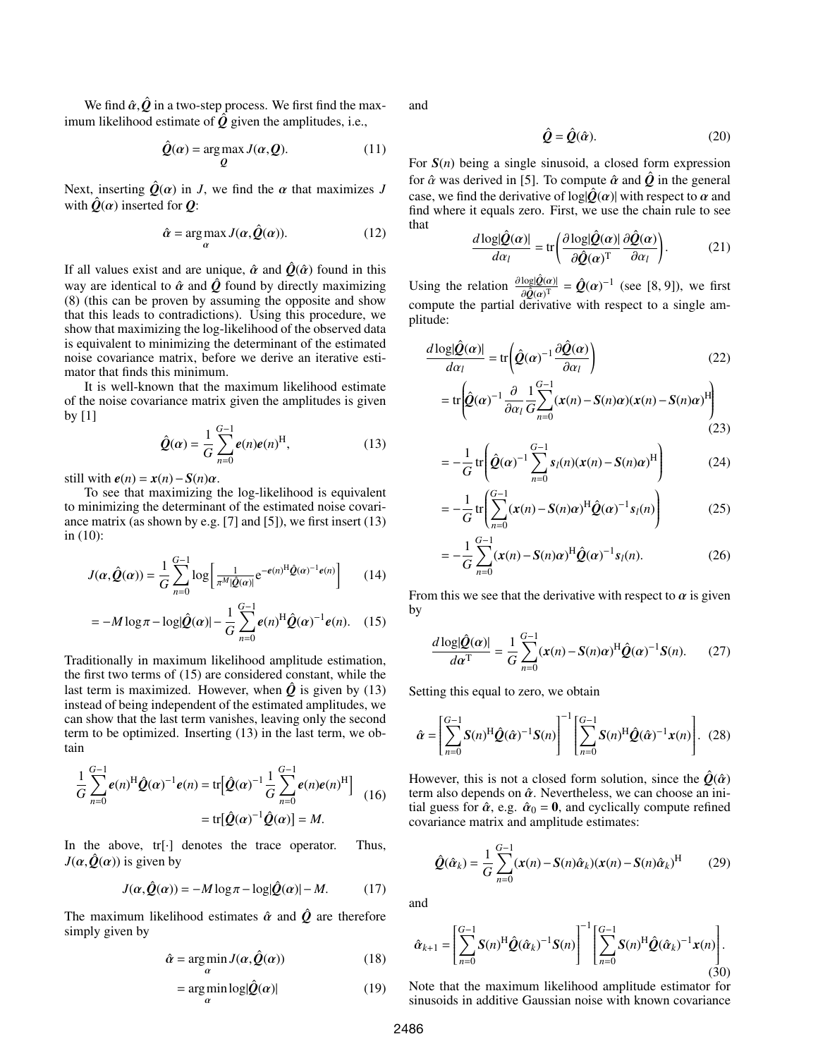We find $\hat{\boldsymbol{\alpha}}, \hat{\boldsymbol{Q}}$ in a two-step process. We first find the maximum likelihood estimate of $\hat{\boldsymbol{Q}}$ given the amplitudes, i.e.,

$$\hat{\boldsymbol{Q}}(\boldsymbol{\alpha}) = \arg\max_{\boldsymbol{Q}} J(\boldsymbol{\alpha}, \boldsymbol{Q}). \tag{11}$$

Next, inserting $\hat{\boldsymbol{Q}}(\boldsymbol{\alpha})$ in $J$, we find the $\boldsymbol{\alpha}$ that maximizes $J$ with $\hat{\boldsymbol{Q}}(\boldsymbol{\alpha})$ inserted for $\boldsymbol{Q}$:

$$\hat{\boldsymbol{\alpha}} = \arg\max_{\boldsymbol{\alpha}} J(\boldsymbol{\alpha}, \hat{\boldsymbol{Q}}(\boldsymbol{\alpha})). \tag{12}$$

If all values exist and are unique, $\hat{\boldsymbol{\alpha}}$ and $\hat{\boldsymbol{Q}}(\hat{\boldsymbol{\alpha}})$ found in this way are identical to $\hat{\boldsymbol{\alpha}}$ and $\hat{\boldsymbol{Q}}$ found by directly maximizing (8) (this can be proven by assuming the opposite and show that this leads to contradictions). Using this procedure, we show that maximizing the log-likelihood of the observed data is equivalent to minimizing the determinant of the estimated noise covariance matrix, before we derive an iterative estimator that finds this minimum.

It is well-known that the maximum likelihood estimate of the noise covariance matrix given the amplitudes is given by [1]

$$\hat{\boldsymbol{Q}}(\boldsymbol{\alpha}) = \frac{1}{G}\sum_{n=0}^{G-1} \boldsymbol{e}(n)\boldsymbol{e}(n)^{\mathrm{H}}, \tag{13}$$

still with $\boldsymbol{e}(n) = \boldsymbol{x}(n) - \boldsymbol{S}(n)\boldsymbol{\alpha}$.

To see that maximizing the log-likelihood is equivalent to minimizing the determinant of the estimated noise covariance matrix (as shown by e.g. [7] and [5]), we first insert (13) in (10):

$$J(\boldsymbol{\alpha}, \hat{\boldsymbol{Q}}(\boldsymbol{\alpha})) = \frac{1}{G}\sum_{n=0}^{G-1} \log\left[\frac{1}{\pi^M |\hat{\boldsymbol{Q}}(\boldsymbol{\alpha})|} \mathrm{e}^{-\boldsymbol{e}(n)^{\mathrm{H}}\hat{\boldsymbol{Q}}(\boldsymbol{\alpha})^{-1}\boldsymbol{e}(n)}\right] \tag{14}$$

$$= -M\log\pi - \log|\hat{\boldsymbol{Q}}(\boldsymbol{\alpha})| - \frac{1}{G}\sum_{n=0}^{G-1} \boldsymbol{e}(n)^{\mathrm{H}}\hat{\boldsymbol{Q}}(\boldsymbol{\alpha})^{-1}\boldsymbol{e}(n). \tag{15}$$

Traditionally in maximum likelihood amplitude estimation, the first two terms of (15) are considered constant, while the last term is maximized. However, when $\hat{\boldsymbol{Q}}$ is given by (13) instead of being independent of the estimated amplitudes, we can show that the last term vanishes, leaving only the second term to be optimized. Inserting (13) in the last term, we obtain

$$\begin{aligned}\frac{1}{G}\sum_{n=0}^{G-1} \boldsymbol{e}(n)^{\mathrm{H}}\hat{\boldsymbol{Q}}(\boldsymbol{\alpha})^{-1}\boldsymbol{e}(n) &= \mathrm{tr}\left[\hat{\boldsymbol{Q}}(\boldsymbol{\alpha})^{-1}\frac{1}{G}\sum_{n=0}^{G-1}\boldsymbol{e}(n)\boldsymbol{e}(n)^{\mathrm{H}}\right] \\ &= \mathrm{tr}[\hat{\boldsymbol{Q}}(\boldsymbol{\alpha})^{-1}\hat{\boldsymbol{Q}}(\boldsymbol{\alpha})] = M.\end{aligned} \tag{16}$$

In the above, $\mathrm{tr}[\cdot]$ denotes the trace operator. Thus, $J(\boldsymbol{\alpha}, \hat{\boldsymbol{Q}}(\boldsymbol{\alpha}))$ is given by

$$J(\boldsymbol{\alpha}, \hat{\boldsymbol{Q}}(\boldsymbol{\alpha})) = -M\log\pi - \log|\hat{\boldsymbol{Q}}(\boldsymbol{\alpha})| - M. \tag{17}$$

The maximum likelihood estimates $\hat{\boldsymbol{\alpha}}$ and $\hat{\boldsymbol{Q}}$ are therefore simply given by

$$\hat{\boldsymbol{\alpha}} = \arg\min_{\boldsymbol{\alpha}} J(\boldsymbol{\alpha}, \hat{\boldsymbol{Q}}(\boldsymbol{\alpha})) \tag{18}$$

$$= \arg\min_{\boldsymbol{\alpha}} \log|\hat{\boldsymbol{Q}}(\boldsymbol{\alpha})| \tag{19}$$

and

$$\hat{\boldsymbol{Q}} = \hat{\boldsymbol{Q}}(\hat{\boldsymbol{\alpha}}). \tag{20}$$

For $\boldsymbol{S}(n)$ being a single sinusoid, a closed form expression for $\hat{\alpha}$ was derived in [5]. To compute $\hat{\alpha}$ and $\hat{\boldsymbol{Q}}$ in the general case, we find the derivative of $\log|\hat{\boldsymbol{Q}}(\boldsymbol{\alpha})|$ with respect to $\boldsymbol{\alpha}$ and find where it equals zero. First, we use the chain rule to see that

$$\frac{d\log|\hat{\boldsymbol{Q}}(\boldsymbol{\alpha})|}{d\alpha_l} = \mathrm{tr}\left(\frac{\partial\log|\hat{\boldsymbol{Q}}(\boldsymbol{\alpha})|}{\partial\hat{\boldsymbol{Q}}(\boldsymbol{\alpha})^{\mathrm{T}}}\frac{\partial\hat{\boldsymbol{Q}}(\boldsymbol{\alpha})}{\partial\alpha_l}\right). \tag{21}$$

Using the relation $\frac{\partial\log|\hat{\boldsymbol{Q}}(\boldsymbol{\alpha})|}{\partial\hat{\boldsymbol{Q}}(\boldsymbol{\alpha})^{\mathrm{T}}} = \hat{\boldsymbol{Q}}(\boldsymbol{\alpha})^{-1}$ (see [8, 9]), we first compute the partial derivative with respect to a single amplitude:

$$\frac{d\log|\hat{\boldsymbol{Q}}(\boldsymbol{\alpha})|}{d\alpha_l} = \mathrm{tr}\left(\hat{\boldsymbol{Q}}(\boldsymbol{\alpha})^{-1}\frac{\partial\hat{\boldsymbol{Q}}(\boldsymbol{\alpha})}{\partial\alpha_l}\right) \tag{22}$$

$$= \mathrm{tr}\left(\hat{\boldsymbol{Q}}(\boldsymbol{\alpha})^{-1}\frac{\partial}{\partial\alpha_l}\frac{1}{G}\sum_{n=0}^{G-1}(\boldsymbol{x}(n)-\boldsymbol{S}(n)\boldsymbol{\alpha})(\boldsymbol{x}(n)-\boldsymbol{S}(n)\boldsymbol{\alpha})^{\mathrm{H}}\right) \tag{23}$$

$$= -\frac{1}{G}\mathrm{tr}\left(\hat{\boldsymbol{Q}}(\boldsymbol{\alpha})^{-1}\sum_{n=0}^{G-1}\boldsymbol{s}_l(n)(\boldsymbol{x}(n)-\boldsymbol{S}(n)\boldsymbol{\alpha})^{\mathrm{H}}\right) \tag{24}$$

$$= -\frac{1}{G}\mathrm{tr}\left(\sum_{n=0}^{G-1}(\boldsymbol{x}(n)-\boldsymbol{S}(n)\boldsymbol{\alpha})^{\mathrm{H}}\hat{\boldsymbol{Q}}(\boldsymbol{\alpha})^{-1}\boldsymbol{s}_l(n)\right) \tag{25}$$

$$= -\frac{1}{G}\sum_{n=0}^{G-1}(\boldsymbol{x}(n)-\boldsymbol{S}(n)\boldsymbol{\alpha})^{\mathrm{H}}\hat{\boldsymbol{Q}}(\boldsymbol{\alpha})^{-1}\boldsymbol{s}_l(n). \tag{26}$$

From this we see that the derivative with respect to $\boldsymbol{\alpha}$ is given by

$$\frac{d\log|\hat{\boldsymbol{Q}}(\boldsymbol{\alpha})|}{d\boldsymbol{\alpha}^{\mathrm{T}}} = \frac{1}{G}\sum_{n=0}^{G-1}(\boldsymbol{x}(n)-\boldsymbol{S}(n)\boldsymbol{\alpha})^{\mathrm{H}}\hat{\boldsymbol{Q}}(\boldsymbol{\alpha})^{-1}\boldsymbol{S}(n). \tag{27}$$

Setting this equal to zero, we obtain

$$\hat{\boldsymbol{\alpha}} = \left[\sum_{n=0}^{G-1}\boldsymbol{S}(n)^{\mathrm{H}}\hat{\boldsymbol{Q}}(\hat{\boldsymbol{\alpha}})^{-1}\boldsymbol{S}(n)\right]^{-1}\left[\sum_{n=0}^{G-1}\boldsymbol{S}(n)^{\mathrm{H}}\hat{\boldsymbol{Q}}(\hat{\boldsymbol{\alpha}})^{-1}\boldsymbol{x}(n)\right]. \tag{28}$$

However, this is not a closed form solution, since the $\hat{\boldsymbol{Q}}(\hat{\boldsymbol{\alpha}})$ term also depends on $\hat{\boldsymbol{\alpha}}$. Nevertheless, we can choose an initial guess for $\hat{\boldsymbol{\alpha}}$, e.g. $\hat{\boldsymbol{\alpha}}_0 = \boldsymbol{0}$, and cyclically compute refined covariance matrix and amplitude estimates:

$$\hat{\boldsymbol{Q}}(\hat{\boldsymbol{\alpha}}_k) = \frac{1}{G}\sum_{n=0}^{G-1}(\boldsymbol{x}(n)-\boldsymbol{S}(n)\hat{\boldsymbol{\alpha}}_k)(\boldsymbol{x}(n)-\boldsymbol{S}(n)\hat{\boldsymbol{\alpha}}_k)^{\mathrm{H}} \tag{29}$$

and

$$\hat{\boldsymbol{\alpha}}_{k+1} = \left[\sum_{n=0}^{G-1}\boldsymbol{S}(n)^{\mathrm{H}}\hat{\boldsymbol{Q}}(\hat{\boldsymbol{\alpha}}_k)^{-1}\boldsymbol{S}(n)\right]^{-1}\left[\sum_{n=0}^{G-1}\boldsymbol{S}(n)^{\mathrm{H}}\hat{\boldsymbol{Q}}(\hat{\boldsymbol{\alpha}}_k)^{-1}\boldsymbol{x}(n)\right]. \tag{30}$$

Note that the maximum likelihood amplitude estimator for sinusoids in additive Gaussian noise with known covariance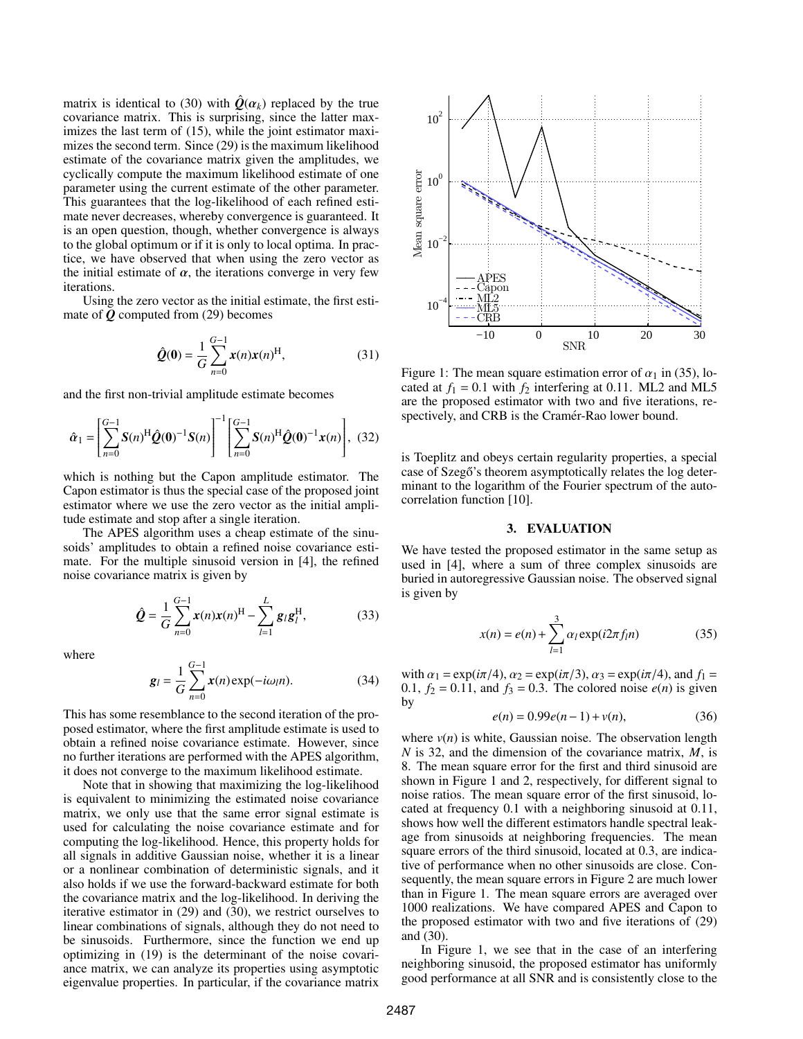matrix is identical to (30) with $\hat{\boldsymbol{Q}}(\boldsymbol{\alpha}_k)$ replaced by the true covariance matrix. This is surprising, since the latter maximizes the last term of (15), while the joint estimator maximizes the second term. Since (29) is the maximum likelihood estimate of the covariance matrix given the amplitudes, we cyclically compute the maximum likelihood estimate of one parameter using the current estimate of the other parameter. This guarantees that the log-likelihood of each refined estimate never decreases, whereby convergence is guaranteed. It is an open question, though, whether convergence is always to the global optimum or if it is only to local optima. In practice, we have observed that when using the zero vector as the initial estimate of $\boldsymbol{\alpha}$, the iterations converge in very few iterations.

Using the zero vector as the initial estimate, the first estimate of $\boldsymbol{Q}$ computed from (29) becomes

$$\hat{\boldsymbol{Q}}(\boldsymbol{0}) = \frac{1}{G}\sum_{n=0}^{G-1} \boldsymbol{x}(n)\boldsymbol{x}(n)^{\mathrm{H}}, \tag{31}$$

and the first non-trivial amplitude estimate becomes

$$\hat{\boldsymbol{\alpha}}_1 = \left[\sum_{n=0}^{G-1} \boldsymbol{S}(n)^{\mathrm{H}}\hat{\boldsymbol{Q}}(\boldsymbol{0})^{-1}\boldsymbol{S}(n)\right]^{-1}\left[\sum_{n=0}^{G-1} \boldsymbol{S}(n)^{\mathrm{H}}\hat{\boldsymbol{Q}}(\boldsymbol{0})^{-1}\boldsymbol{x}(n)\right], \tag{32}$$

which is nothing but the Capon amplitude estimator. The Capon estimator is thus the special case of the proposed joint estimator where we use the zero vector as the initial amplitude estimate and stop after a single iteration.

The APES algorithm uses a cheap estimate of the sinusoids' amplitudes to obtain a refined noise covariance estimate. For the multiple sinusoid version in [4], the refined noise covariance matrix is given by

$$\hat{\boldsymbol{Q}} = \frac{1}{G}\sum_{n=0}^{G-1} \boldsymbol{x}(n)\boldsymbol{x}(n)^{\mathrm{H}} - \sum_{l=1}^{L} \boldsymbol{g}_l\boldsymbol{g}_l^{\mathrm{H}}, \tag{33}$$

where

$$\boldsymbol{g}_l = \frac{1}{G}\sum_{n=0}^{G-1} \boldsymbol{x}(n)\exp(-i\omega_l n). \tag{34}$$

This has some resemblance to the second iteration of the proposed estimator, where the first amplitude estimate is used to obtain a refined noise covariance estimate. However, since no further iterations are performed with the APES algorithm, it does not converge to the maximum likelihood estimate.

Note that in showing that maximizing the log-likelihood is equivalent to minimizing the estimated noise covariance matrix, we only use that the same error signal estimate is used for calculating the noise covariance estimate and for computing the log-likelihood. Hence, this property holds for all signals in additive Gaussian noise, whether it is a linear or a nonlinear combination of deterministic signals, and it also holds if we use the forward-backward estimate for both the covariance matrix and the log-likelihood. In deriving the iterative estimator in (29) and (30), we restrict ourselves to linear combinations of signals, although they do not need to be sinusoids. Furthermore, since the function we end up optimizing in (19) is the determinant of the noise covariance matrix, we can analyze its properties using asymptotic eigenvalue properties. In particular, if the covariance matrix is Toeplitz and obeys certain regularity properties, a special case of Szegő's theorem asymptotically relates the log determinant to the logarithm of the Fourier spectrum of the autocorrelation function [10].

Figure 1: The mean square estimation error of $\alpha_1$ in (35), located at $f_1 = 0.1$ with $f_2$ interfering at 0.11. ML2 and ML5 are the proposed estimator with two and five iterations, respectively, and CRB is the Cramér-Rao lower bound.

## 3. EVALUATION

We have tested the proposed estimator in the same setup as used in [4], where a sum of three complex sinusoids are buried in autoregressive Gaussian noise. The observed signal is given by

$$x(n) = e(n) + \sum_{l=1}^{3} \alpha_l \exp(i2\pi f_l n) \tag{35}$$

with $\alpha_1 = \exp(i\pi/4)$, $\alpha_2 = \exp(i\pi/3)$, $\alpha_3 = \exp(i\pi/4)$, and $f_1 = 0.1$, $f_2 = 0.11$, and $f_3 = 0.3$. The colored noise $e(n)$ is given by

$$e(n) = 0.99e(n-1) + v(n), \tag{36}$$

where $v(n)$ is white, Gaussian noise. The observation length $N$ is 32, and the dimension of the covariance matrix, $M$, is 8. The mean square error for the first and third sinusoid are shown in Figure 1 and 2, respectively, for different signal to noise ratios. The mean square error of the first sinusoid, located at frequency 0.1 with a neighboring sinusoid at 0.11, shows how well the different estimators handle spectral leakage from sinusoids at neighboring frequencies. The mean square errors of the third sinusoid, located at 0.3, are indicative of performance when no other sinusoids are close. Consequently, the mean square errors in Figure 2 are much lower than in Figure 1. The mean square errors are averaged over 1000 realizations. We have compared APES and Capon to the proposed estimator with two and five iterations of (29) and (30).

In Figure 1, we see that in the case of an interfering neighboring sinusoid, the proposed estimator has uniformly good performance at all SNR and is consistently close to the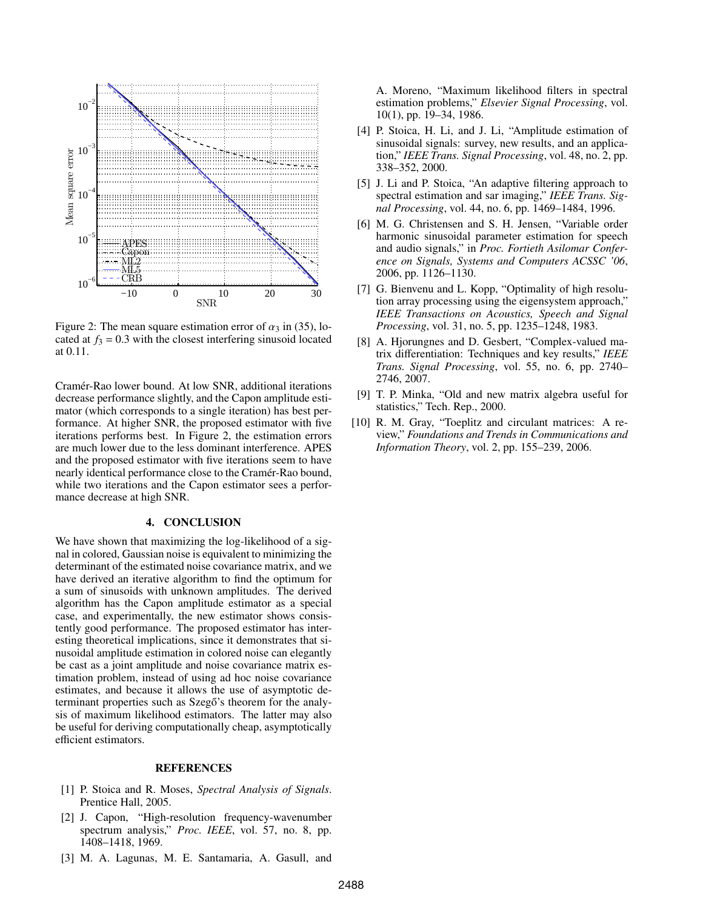Mean square error

$10^{-2}$

$10^{-3}$

$10^{-4}$

$10^{-5}$

$10^{-6}$

−10

0

10

20

30

SNR

APES

Capon

ML2

ML5

CRB

Figure 2: The mean square estimation error of $\alpha_3$ in (35), located at $f_3 = 0.3$ with the closest interfering sinusoid located at 0.11.

Cramér-Rao lower bound. At low SNR, additional iterations decrease performance slightly, and the Capon amplitude estimator (which corresponds to a single iteration) has best performance. At higher SNR, the proposed estimator with five iterations performs best. In Figure 2, the estimation errors are much lower due to the less dominant interference. APES and the proposed estimator with five iterations seem to have nearly identical performance close to the Cramér-Rao bound, while two iterations and the Capon estimator sees a performance decrease at high SNR.

## 4. CONCLUSION

We have shown that maximizing the log-likelihood of a signal in colored, Gaussian noise is equivalent to minimizing the determinant of the estimated noise covariance matrix, and we have derived an iterative algorithm to find the optimum for a sum of sinusoids with unknown amplitudes. The derived algorithm has the Capon amplitude estimator as a special case, and experimentally, the new estimator shows consistently good performance. The proposed estimator has interesting theoretical implications, since it demonstrates that sinusoidal amplitude estimation in colored noise can elegantly be cast as a joint amplitude and noise covariance matrix estimation problem, instead of using ad hoc noise covariance estimates, and because it allows the use of asymptotic determinant properties such as Szegő's theorem for the analysis of maximum likelihood estimators. The latter may also be useful for deriving computationally cheap, asymptotically efficient estimators.

## REFERENCES

[1] P. Stoica and R. Moses, *Spectral Analysis of Signals*. Prentice Hall, 2005.

[2] J. Capon, "High-resolution frequency-wavenumber spectrum analysis," *Proc. IEEE*, vol. 57, no. 8, pp. 1408–1418, 1969.

[3] M. A. Lagunas, M. E. Santamaria, A. Gasull, and A. Moreno, "Maximum likelihood filters in spectral estimation problems," *Elsevier Signal Processing*, vol. 10(1), pp. 19–34, 1986.

[4] P. Stoica, H. Li, and J. Li, "Amplitude estimation of sinusoidal signals: survey, new results, and an application," *IEEE Trans. Signal Processing*, vol. 48, no. 2, pp. 338–352, 2000.

[5] J. Li and P. Stoica, "An adaptive filtering approach to spectral estimation and sar imaging," *IEEE Trans. Signal Processing*, vol. 44, no. 6, pp. 1469–1484, 1996.

[6] M. G. Christensen and S. H. Jensen, "Variable order harmonic sinusoidal parameter estimation for speech and audio signals," in *Proc. Fortieth Asilomar Conference on Signals, Systems and Computers ACSSC '06*, 2006, pp. 1126–1130.

[7] G. Bienvenu and L. Kopp, "Optimality of high resolution array processing using the eigensystem approach," *IEEE Transactions on Acoustics, Speech and Signal Processing*, vol. 31, no. 5, pp. 1235–1248, 1983.

[8] A. Hjorungnes and D. Gesbert, "Complex-valued matrix differentiation: Techniques and key results," *IEEE Trans. Signal Processing*, vol. 55, no. 6, pp. 2740–2746, 2007.

[9] T. P. Minka, "Old and new matrix algebra useful for statistics," Tech. Rep., 2000.

[10] R. M. Gray, "Toeplitz and circulant matrices: A review," *Foundations and Trends in Communications and Information Theory*, vol. 2, pp. 155–239, 2006.